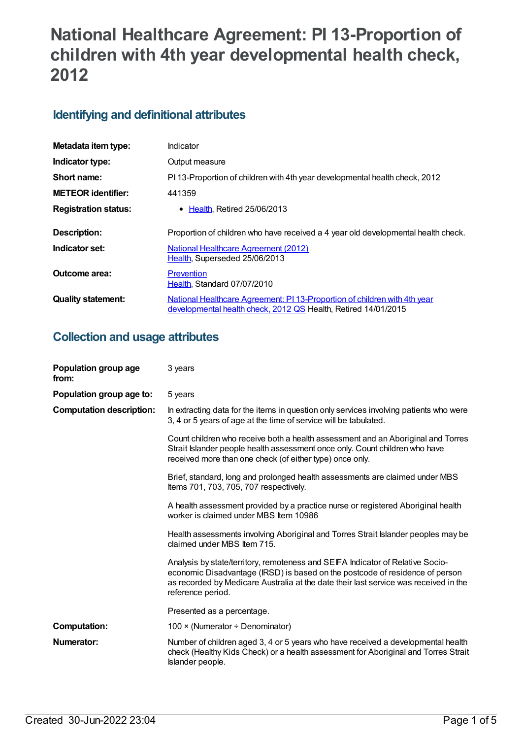# National Healthcare Agreement: PI 13-Proportion of children with 4th year developmental health check, 2012

## Identifying and definitional attributes

| | |
|---|---|
| **Metadata item type:** | Indicator |
| **Indicator type:** | Output measure |
| **Short name:** | PI 13-Proportion of children with 4th year developmental health check, 2012 |
| **METEOR identifier:** | 441359 |
| **Registration status:** | • Health, Retired 25/06/2013 |
| **Description:** | Proportion of children who have received a 4 year old developmental health check. |
| **Indicator set:** | National Healthcare Agreement (2012) Health, Superseded 25/06/2013 |
| **Outcome area:** | Prevention Health, Standard 07/07/2010 |
| **Quality statement:** | National Healthcare Agreement: PI 13-Proportion of children with 4th year developmental health check, 2012 QS Health, Retired 14/01/2015 |

## Collection and usage attributes

**Population group age from:** 3 years

**Population group age to:** 5 years

**Computation description:**

In extracting data for the items in question only services involving patients who were 3, 4 or 5 years of age at the time of service will be tabulated.

Count children who receive both a health assessment and an Aboriginal and Torres Strait Islander people health assessment once only. Count children who have received more than one check (of either type) once only.

Brief, standard, long and prolonged health assessments are claimed under MBS Items 701, 703, 705, 707 respectively.

A health assessment provided by a practice nurse or registered Aboriginal health worker is claimed under MBS Item 10986

Health assessments involving Aboriginal and Torres Strait Islander peoples may be claimed under MBS Item 715.

Analysis by state/territory, remoteness and SEIFA Indicator of Relative Socio-economic Disadvantage (IRSD) is based on the postcode of residence of person as recorded by Medicare Australia at the date their last service was received in the reference period.

Presented as a percentage.

**Computation:** 100 × (Numerator ÷ Denominator)

**Numerator:** Number of children aged 3, 4 or 5 years who have received a developmental health check (Healthy Kids Check) or a health assessment for Aboriginal and Torres Strait Islander people.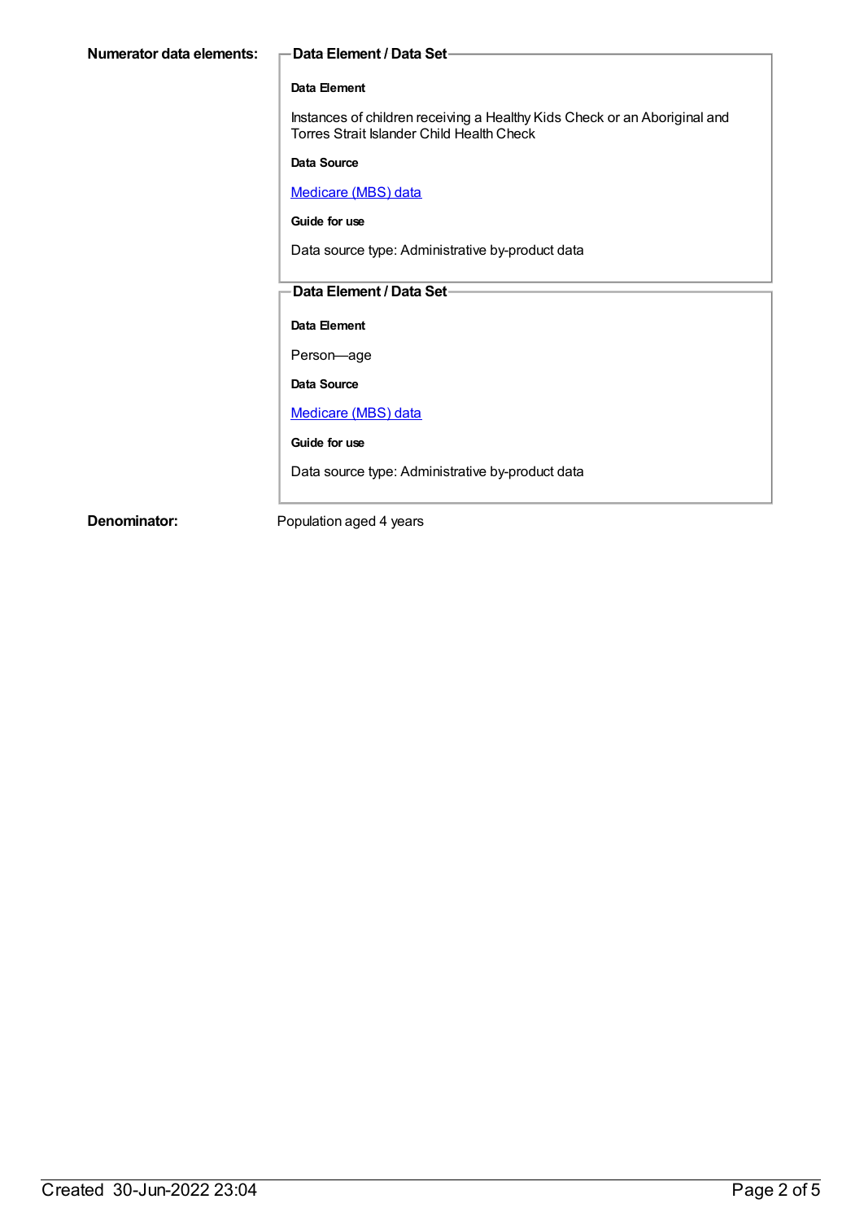**Numerator data elements:**

**Data Element / Data Set**

**Data Element**

Instances of children receiving a Healthy Kids Check or an Aboriginal and Torres Strait Islander Child Health Check

**Data Source**

[Medicare (MBS) data]

**Guide for use**

Data source type: Administrative by-product data

**Data Element / Data Set**

**Data Element**

Person—age

**Data Source**

[Medicare (MBS) data]

**Guide for use**

Data source type: Administrative by-product data

**Denominator:** Population aged 4 years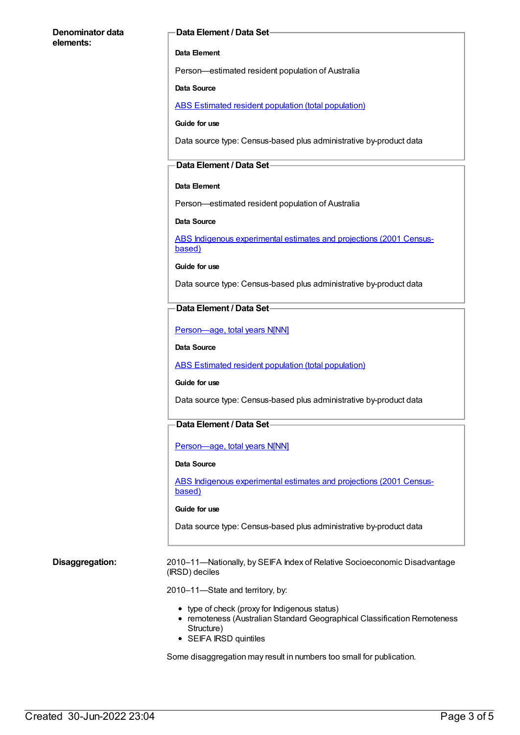**Denominator data elements:**

**Data Element / Data Set**

**Data Element**

Person—estimated resident population of Australia

**Data Source**

ABS Estimated resident population (total population)

**Guide for use**

Data source type: Census-based plus administrative by-product data

**Data Element / Data Set**

**Data Element**

Person—estimated resident population of Australia

**Data Source**

ABS Indigenous experimental estimates and projections (2001 Census-based)

**Guide for use**

Data source type: Census-based plus administrative by-product data

**Data Element / Data Set**

Person—age, total years N[NN]

**Data Source**

ABS Estimated resident population (total population)

**Guide for use**

Data source type: Census-based plus administrative by-product data

**Data Element / Data Set**

Person—age, total years N[NN]

**Data Source**

ABS Indigenous experimental estimates and projections (2001 Census-based)

**Guide for use**

Data source type: Census-based plus administrative by-product data

**Disaggregation:**

2010–11—Nationally, by SEIFA Index of Relative Socioeconomic Disadvantage (IRSD) deciles

2010–11—State and territory, by:

- type of check (proxy for Indigenous status)
- remoteness (Australian Standard Geographical Classification Remoteness Structure)
- SEIFA IRSD quintiles

Some disaggregation may result in numbers too small for publication.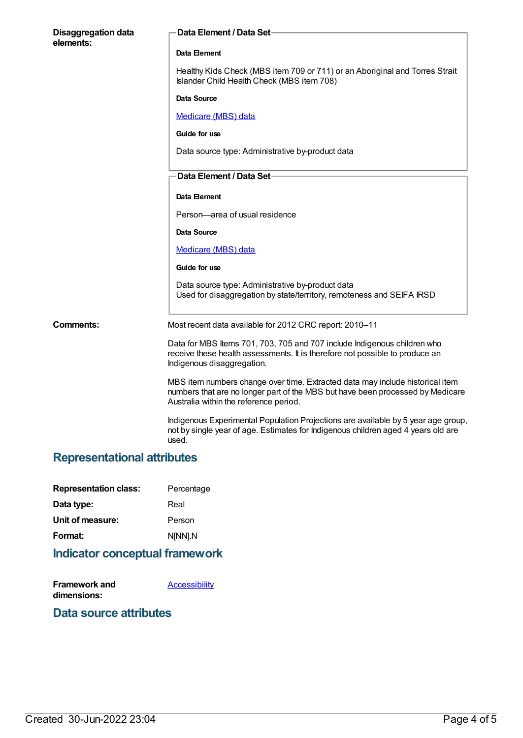**Disaggregation data elements:**

**Data Element / Data Set**

**Data Element**

Healthy Kids Check (MBS item 709 or 711) or an Aboriginal and Torres Strait Islander Child Health Check (MBS item 708)

**Data Source**

Medicare (MBS) data

**Guide for use**

Data source type: Administrative by-product data

**Data Element / Data Set**

**Data Element**

Person—area of usual residence

**Data Source**

Medicare (MBS) data

**Guide for use**

Data source type: Administrative by-product data
Used for disaggregation by state/territory, remoteness and SEIFA IRSD

**Comments:**

Most recent data available for 2012 CRC report: 2010–11

Data for MBS Items 701, 703, 705 and 707 include Indigenous children who receive these health assessments. It is therefore not possible to produce an Indigenous disaggregation.

MBS item numbers change over time. Extracted data may include historical item numbers that are no longer part of the MBS but have been processed by Medicare Australia within the reference period.

Indigenous Experimental Population Projections are available by 5 year age group, not by single year of age. Estimates for Indigenous children aged 4 years old are used.

## Representational attributes

| | |
|---|---|
| **Representation class:** | Percentage |
| **Data type:** | Real |
| **Unit of measure:** | Person |
| **Format:** | N[NN].N |

## Indicator conceptual framework

**Framework and dimensions:** Accessibility

## Data source attributes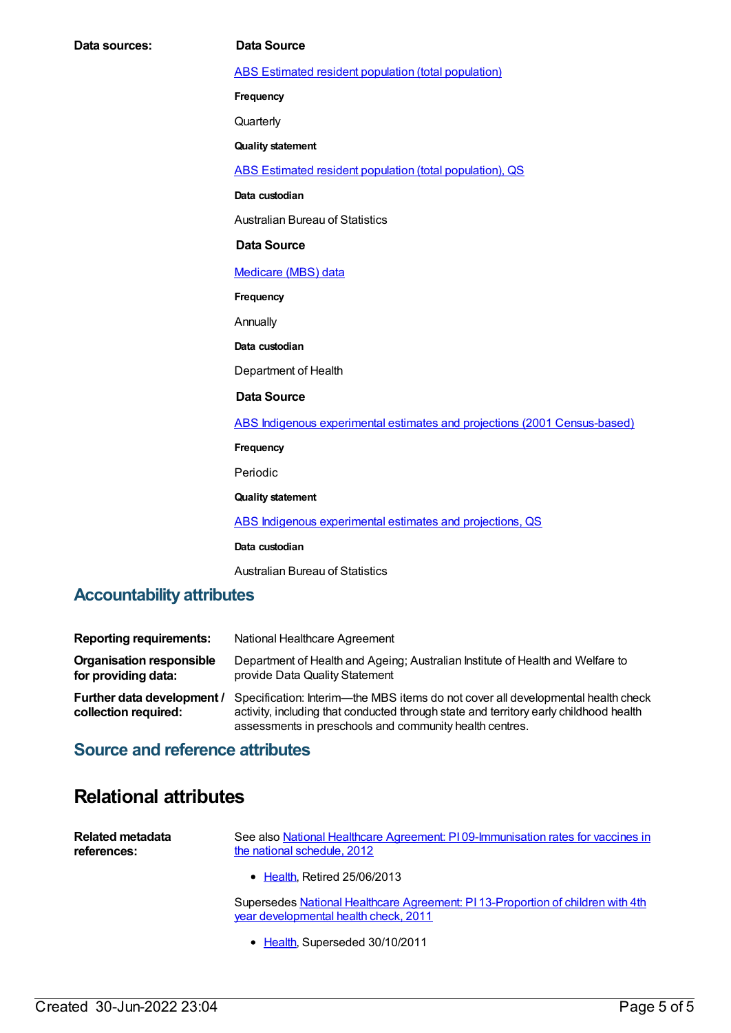**Data sources:**

**Data Source**

ABS Estimated resident population (total population)

**Frequency**

Quarterly

**Quality statement**

ABS Estimated resident population (total population), QS

**Data custodian**

Australian Bureau of Statistics

**Data Source**

Medicare (MBS) data

**Frequency**

Annually

**Data custodian**

Department of Health

**Data Source**

ABS Indigenous experimental estimates and projections (2001 Census-based)

**Frequency**

Periodic

**Quality statement**

ABS Indigenous experimental estimates and projections, QS

**Data custodian**

Australian Bureau of Statistics

## Accountability attributes

**Reporting requirements:** National Healthcare Agreement

**Organisation responsible for providing data:** Department of Health and Ageing; Australian Institute of Health and Welfare to provide Data Quality Statement

**Further data development / collection required:** Specification: Interim—the MBS items do not cover all developmental health check activity, including that conducted through state and territory early childhood health assessments in preschools and community health centres.

## Source and reference attributes

# Relational attributes

**Related metadata references:**

See also National Healthcare Agreement: PI 09-Immunisation rates for vaccines in the national schedule, 2012

- Health, Retired 25/06/2013

Supersedes National Healthcare Agreement: PI 13-Proportion of children with 4th year developmental health check, 2011

- Health, Superseded 30/10/2011